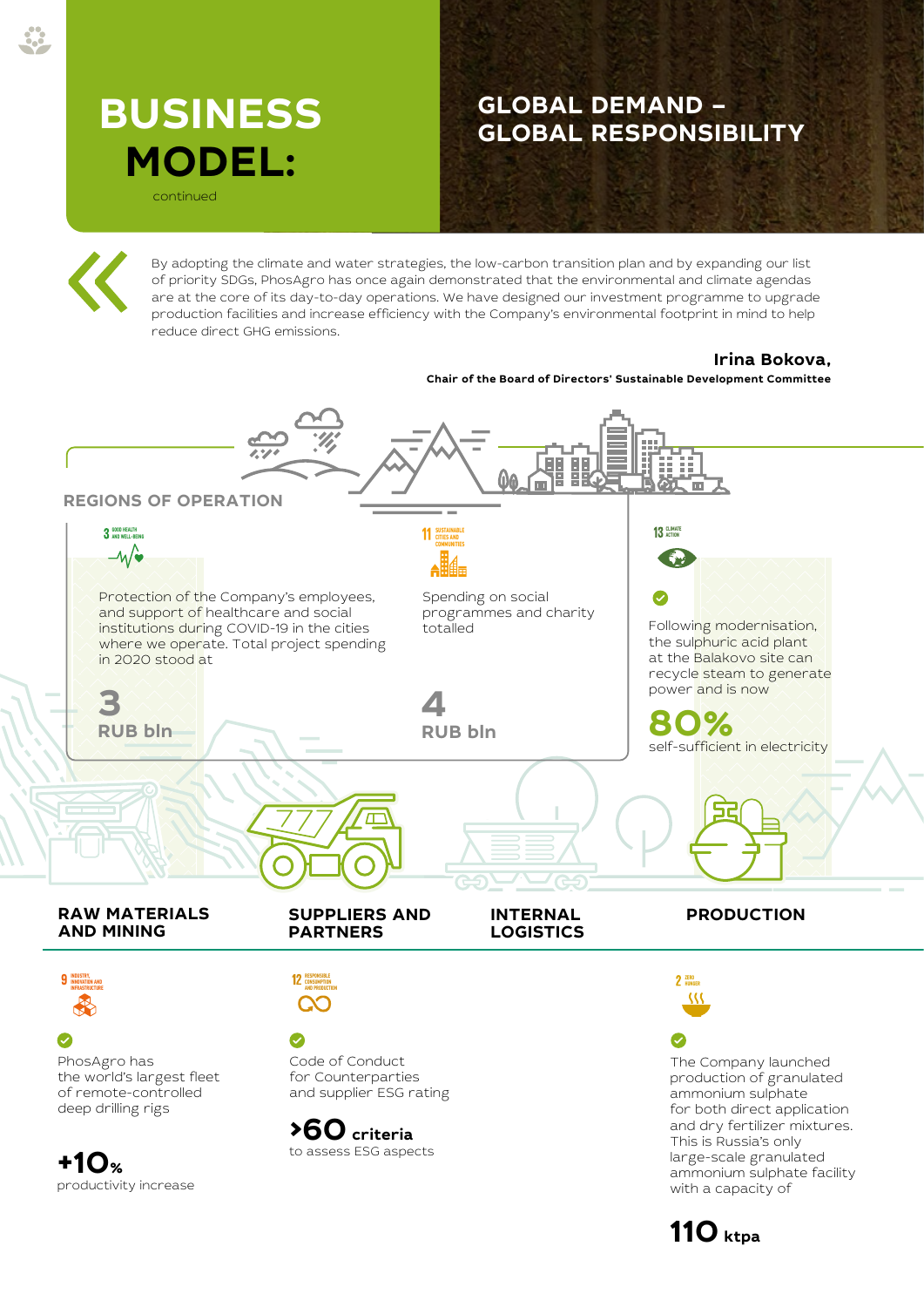# BUSINESS MODEL:

continued

## GLOBAL DEMAND – GLOBAL RESPONSIBILITY

> By adopting the climate and water strategies, the low-carbon transition plan and by expanding our list of priority SDGs, PhosAgro has once again demonstrated that the environmental and climate agendas are at the core of its day-to-day operations. We have designed our investment programme to upgrade production facilities and increase efficiency with the Company's environmental footprint in mind to help reduce direct GHG emissions.

**Irina Bokova,**
**Chair of the Board of Directors' Sustainable Development Committee**

### REGIONS OF OPERATION

3 GOOD HEALTH AND WELL-BEING

Protection of the Company's employees, and support of healthcare and social institutions during COVID-19 in the cities where we operate. Total project spending in 2020 stood at

**3**
**RUB bln**

11 SUSTAINABLE CITIES AND COMMUNITIES

Spending on social programmes and charity totalled

**4**
**RUB bln**

13 CLIMATE ACTION

Following modernisation, the sulphuric acid plant at the Balakovo site can recycle steam to generate power and is now

**80%**
self-sufficient in electricity

### RAW MATERIALS AND MINING

9 INDUSTRY, INNOVATION AND INFRASTRUCTURE

PhosAgro has the world's largest fleet of remote-controlled deep drilling rigs

**+10%**
productivity increase

### SUPPLIERS AND PARTNERS

12 RESPONSIBLE CONSUMPTION AND PRODUCTION

Code of Conduct for Counterparties and supplier ESG rating

**>60 criteria**
to assess ESG aspects

### INTERNAL LOGISTICS

### PRODUCTION

2 ZERO HUNGER

The Company launched production of granulated ammonium sulphate for both direct application and dry fertilizer mixtures. This is Russia's only large-scale granulated ammonium sulphate facility with a capacity of

**110 ktpa**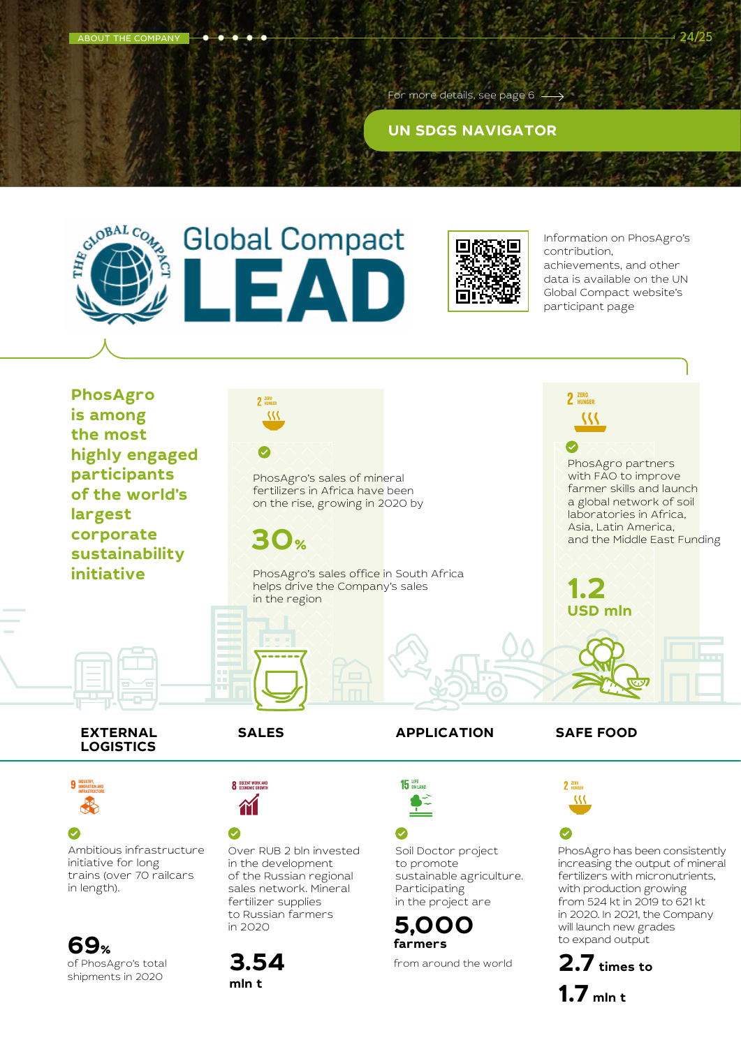ABOUT THE COMPANY

For more details, see page 6

## UN SDGS NAVIGATOR

Global Compact LEAD

Information on PhosAgro's contribution, achievements, and other data is available on the UN Global Compact website's participant page

**PhosAgro is among the most highly engaged participants of the world's largest corporate sustainability initiative**

2 ZERO HUNGER

PhosAgro's sales of mineral fertilizers in Africa have been on the rise, growing in 2020 by

**30%**

PhosAgro's sales office in South Africa helps drive the Company's sales in the region

2 ZERO HUNGER

PhosAgro partners with FAO to improve farmer skills and launch a global network of soil laboratories in Africa, Asia, Latin America, and the Middle East Funding

**1.2 USD mln**

### EXTERNAL LOGISTICS

9 INDUSTRY, INNOVATION AND INFRASTRUCTURE

Ambitious infrastructure initiative for long trains (over 70 railcars in length).

**69%** of PhosAgro's total shipments in 2020

### SALES

8 DECENT WORK AND ECONOMIC GROWTH

Over RUB 2 bln invested in the development of the Russian regional sales network. Mineral fertilizer supplies to Russian farmers in 2020

**3.54 mln t**

### APPLICATION

15 LIFE ON LAND

Soil Doctor project to promote sustainable agriculture. Participating in the project are

**5,000 farmers**

from around the world

### SAFE FOOD

2 ZERO HUNGER

PhosAgro has been consistently increasing the output of mineral fertilizers with micronutrients, with production growing from 524 kt in 2019 to 621 kt in 2020. In 2021, the Company will launch new grades to expand output

**2.7 times to**

**1.7 mln t**